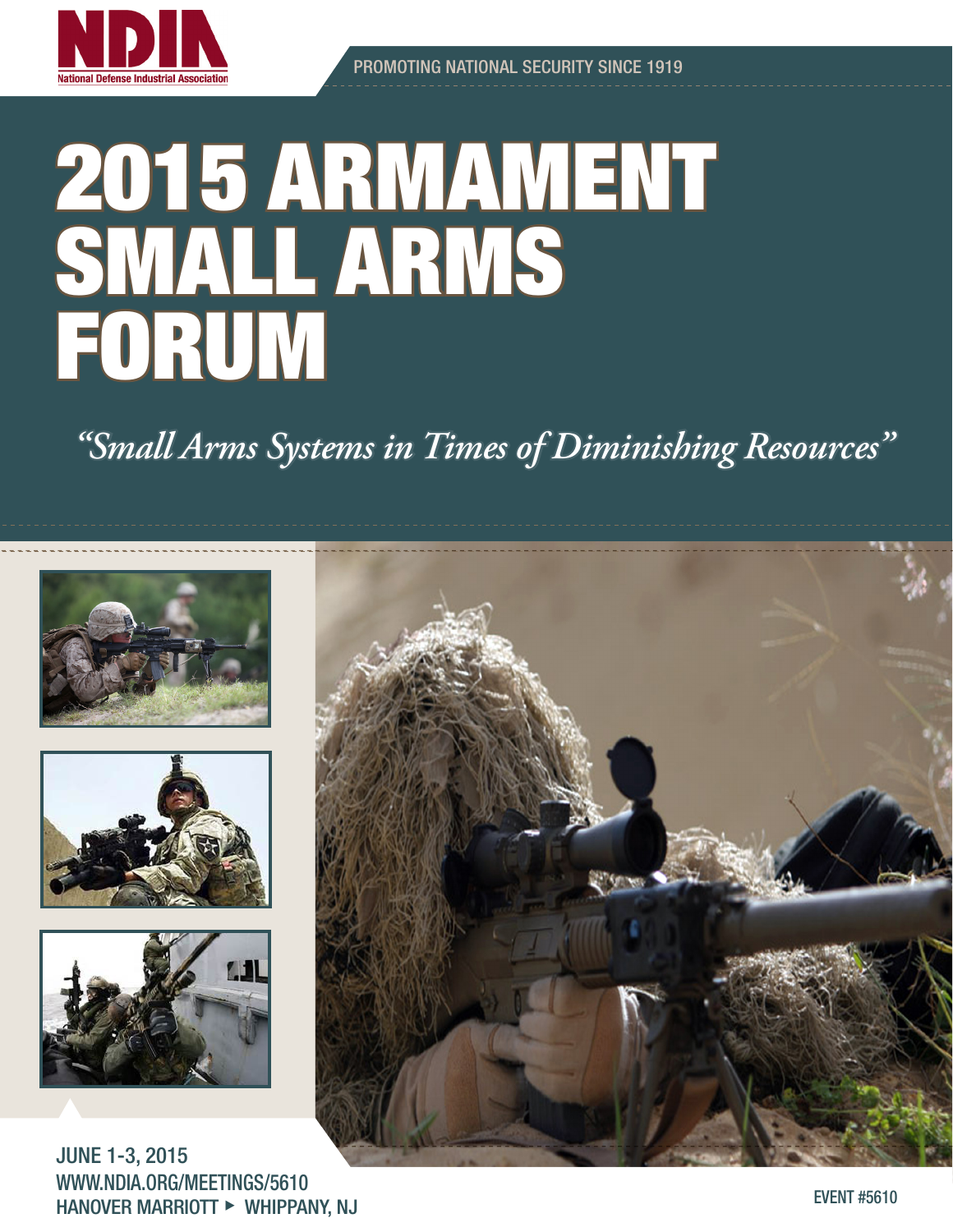NDIA
National Defense Industrial Association

PROMOTING NATIONAL SECURITY SINCE 1919

# 2015 ARMAMENT SMALL ARMS FORUM

*"Small Arms Systems in Times of Diminishing Resources"*

JUNE 1-3, 2015
WWW.NDIA.ORG/MEETINGS/5610
HANOVER MARRIOTT ▸ WHIPPANY, NJ

EVENT #5610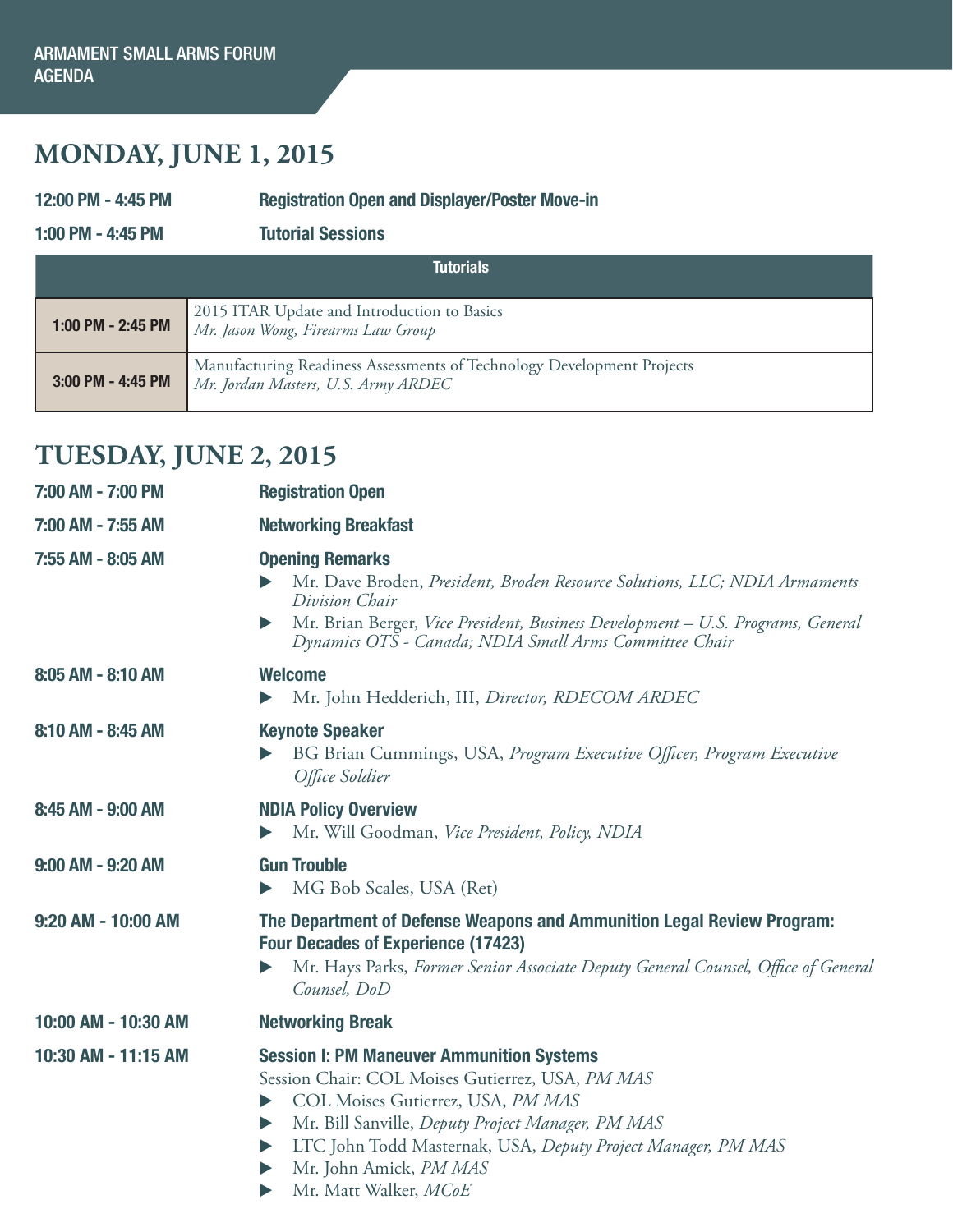ARMAMENT SMALL ARMS FORUM
AGENDA

## MONDAY, JUNE 1, 2015

**12:00 PM - 4:45 PM** **Registration Open and Displayer/Poster Move-in**

**1:00 PM - 4:45 PM** **Tutorial Sessions**

| Tutorials | |
|---|---|
| **1:00 PM - 2:45 PM** | 2015 ITAR Update and Introduction to Basics<br>*Mr. Jason Wong, Firearms Law Group* |
| **3:00 PM - 4:45 PM** | Manufacturing Readiness Assessments of Technology Development Projects<br>*Mr. Jordan Masters, U.S. Army ARDEC* |

## TUESDAY, JUNE 2, 2015

**7:00 AM - 7:00 PM** **Registration Open**

**7:00 AM - 7:55 AM** **Networking Breakfast**

**7:55 AM - 8:05 AM** **Opening Remarks**
- Mr. Dave Broden, *President, Broden Resource Solutions, LLC; NDIA Armaments Division Chair*
- Mr. Brian Berger, *Vice President, Business Development – U.S. Programs, General Dynamics OTS - Canada; NDIA Small Arms Committee Chair*

**8:05 AM - 8:10 AM** **Welcome**
- Mr. John Hedderich, III, *Director, RDECOM ARDEC*

**8:10 AM - 8:45 AM** **Keynote Speaker**
- BG Brian Cummings, USA, *Program Executive Officer, Program Executive Office Soldier*

**8:45 AM - 9:00 AM** **NDIA Policy Overview**
- Mr. Will Goodman, *Vice President, Policy, NDIA*

**9:00 AM - 9:20 AM** **Gun Trouble**
- MG Bob Scales, USA (Ret)

**9:20 AM - 10:00 AM** **The Department of Defense Weapons and Ammunition Legal Review Program: Four Decades of Experience (17423)**
- Mr. Hays Parks, *Former Senior Associate Deputy General Counsel, Office of General Counsel, DoD*

**10:00 AM - 10:30 AM** **Networking Break**

**10:30 AM - 11:15 AM** **Session I: PM Maneuver Ammunition Systems**
Session Chair: COL Moises Gutierrez, USA, *PM MAS*
- COL Moises Gutierrez, USA, *PM MAS*
- Mr. Bill Sanville, *Deputy Project Manager, PM MAS*
- LTC John Todd Masternak, USA, *Deputy Project Manager, PM MAS*
- Mr. John Amick, *PM MAS*
- Mr. Matt Walker, *MCoE*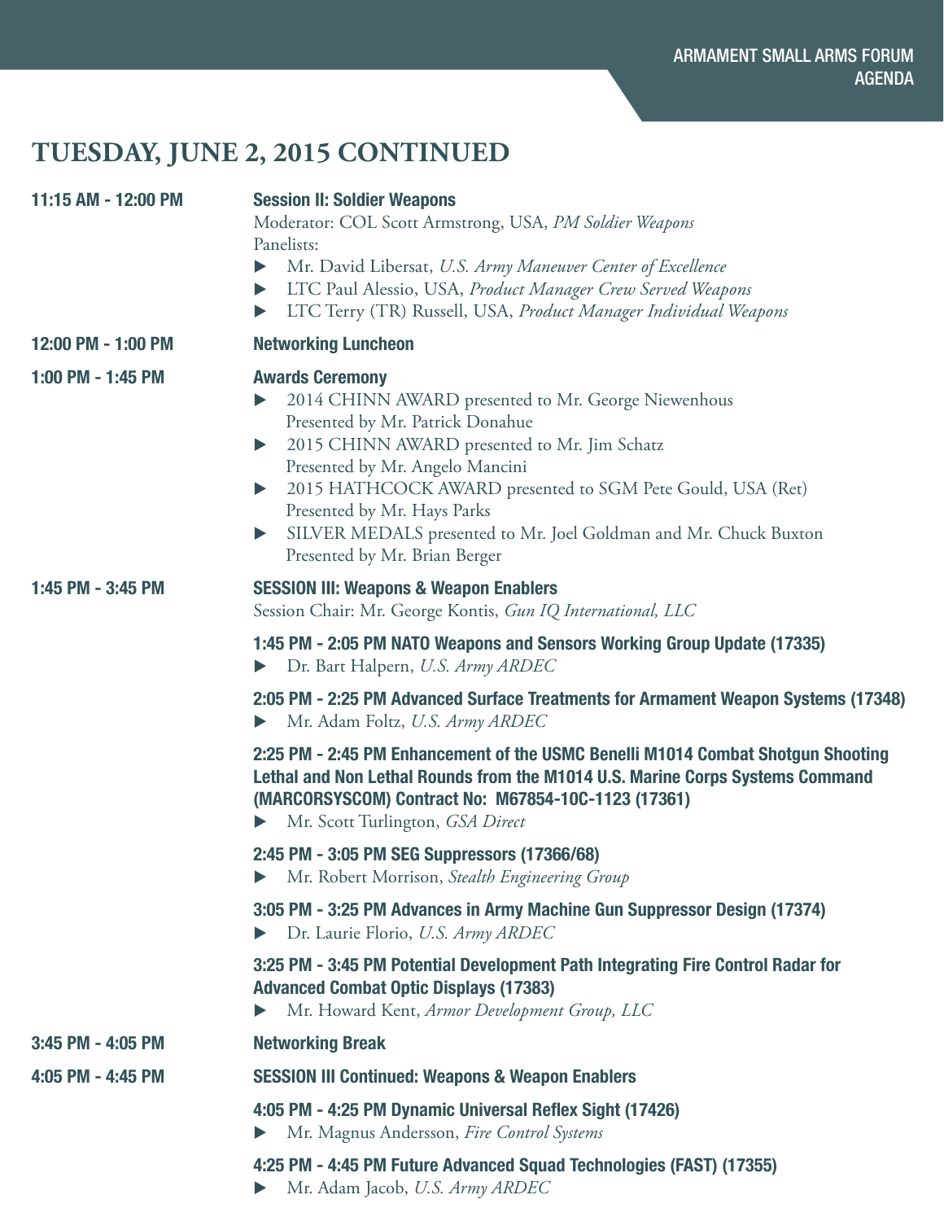## TUESDAY, JUNE 2, 2015 CONTINUED

**11:15 AM - 12:00 PM** **Session II: Soldier Weapons**

Moderator: COL Scott Armstrong, USA, *PM Soldier Weapons*

Panelists:

- Mr. David Libersat, *U.S. Army Maneuver Center of Excellence*
- LTC Paul Alessio, USA, *Product Manager Crew Served Weapons*
- LTC Terry (TR) Russell, USA, *Product Manager Individual Weapons*

**12:00 PM - 1:00 PM** **Networking Luncheon**

**1:00 PM - 1:45 PM** **Awards Ceremony**

- 2014 CHINN AWARD presented to Mr. George Niewenhous
  Presented by Mr. Patrick Donahue
- 2015 CHINN AWARD presented to Mr. Jim Schatz
  Presented by Mr. Angelo Mancini
- 2015 HATHCOCK AWARD presented to SGM Pete Gould, USA (Ret)
  Presented by Mr. Hays Parks
- SILVER MEDALS presented to Mr. Joel Goldman and Mr. Chuck Buxton
  Presented by Mr. Brian Berger

**1:45 PM - 3:45 PM** **SESSION III: Weapons & Weapon Enablers**

Session Chair: Mr. George Kontis, *Gun IQ International, LLC*

**1:45 PM - 2:05 PM NATO Weapons and Sensors Working Group Update (17335)**

- Dr. Bart Halpern, *U.S. Army ARDEC*

**2:05 PM - 2:25 PM Advanced Surface Treatments for Armament Weapon Systems (17348)**

- Mr. Adam Foltz, *U.S. Army ARDEC*

**2:25 PM - 2:45 PM Enhancement of the USMC Benelli M1014 Combat Shotgun Shooting Lethal and Non Lethal Rounds from the M1014 U.S. Marine Corps Systems Command (MARCORSYSCOM) Contract No: M67854-10C-1123 (17361)**

- Mr. Scott Turlington, *GSA Direct*

**2:45 PM - 3:05 PM SEG Suppressors (17366/68)**

- Mr. Robert Morrison, *Stealth Engineering Group*

**3:05 PM - 3:25 PM Advances in Army Machine Gun Suppressor Design (17374)**

- Dr. Laurie Florio, *U.S. Army ARDEC*

**3:25 PM - 3:45 PM Potential Development Path Integrating Fire Control Radar for Advanced Combat Optic Displays (17383)**

- Mr. Howard Kent, *Armor Development Group, LLC*

**3:45 PM - 4:05 PM** **Networking Break**

**4:05 PM - 4:45 PM** **SESSION III Continued: Weapons & Weapon Enablers**

**4:05 PM - 4:25 PM Dynamic Universal Reflex Sight (17426)**

- Mr. Magnus Andersson, *Fire Control Systems*

**4:25 PM - 4:45 PM Future Advanced Squad Technologies (FAST) (17355)**

- Mr. Adam Jacob, *U.S. Army ARDEC*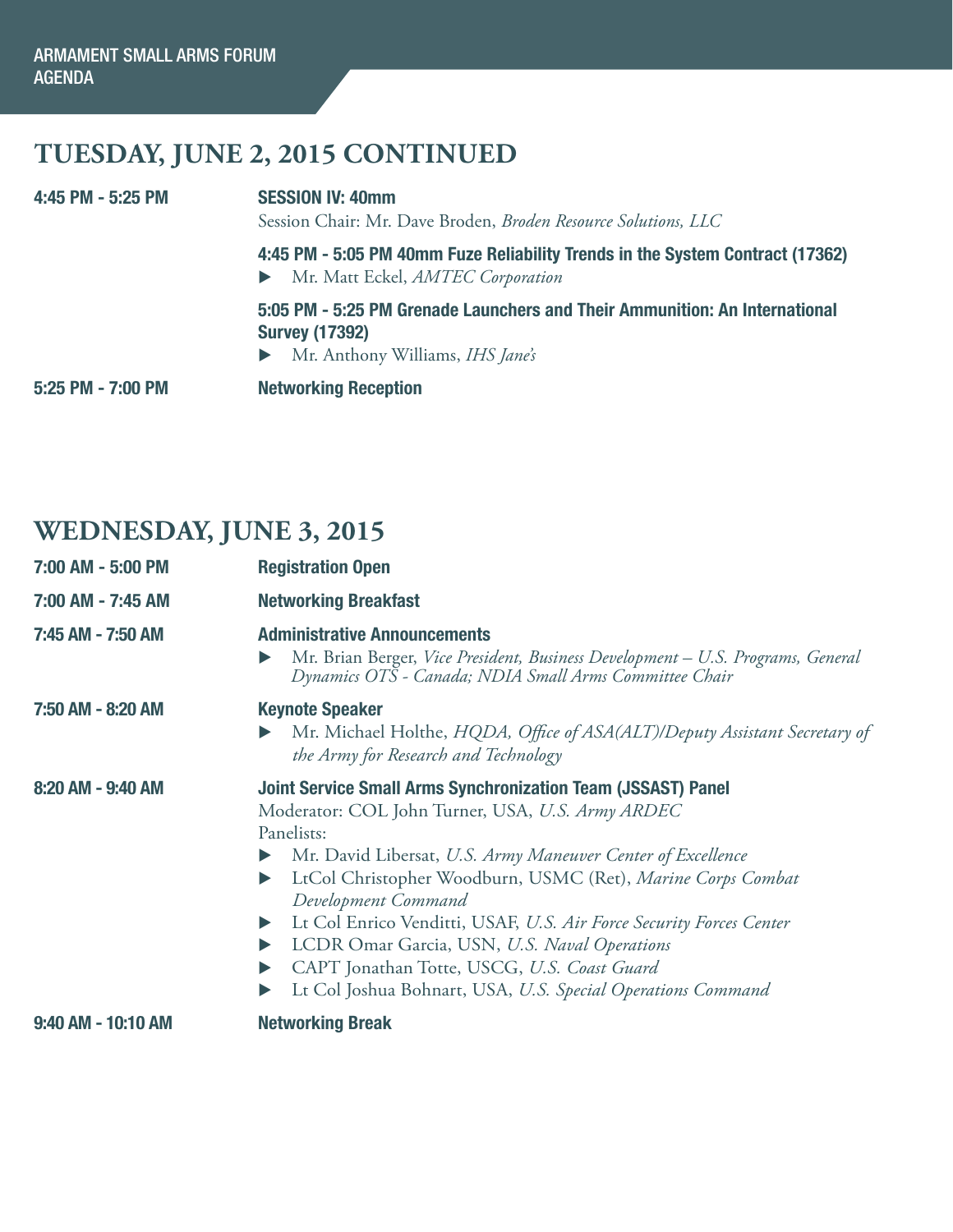## TUESDAY, JUNE 2, 2015 CONTINUED

**4:45 PM - 5:25 PM** — **SESSION IV: 40mm**

Session Chair: Mr. Dave Broden, *Broden Resource Solutions, LLC*

**4:45 PM - 5:05 PM 40mm Fuze Reliability Trends in the System Contract (17362)**

- Mr. Matt Eckel, *AMTEC Corporation*

**5:05 PM - 5:25 PM Grenade Launchers and Their Ammunition: An International Survey (17392)**

- Mr. Anthony Williams, *IHS Jane's*

**5:25 PM - 7:00 PM** — **Networking Reception**

## WEDNESDAY, JUNE 3, 2015

**7:00 AM - 5:00 PM** — **Registration Open**

**7:00 AM - 7:45 AM** — **Networking Breakfast**

**7:45 AM - 7:50 AM** — **Administrative Announcements**

- Mr. Brian Berger, *Vice President, Business Development – U.S. Programs, General Dynamics OTS - Canada; NDIA Small Arms Committee Chair*

**7:50 AM - 8:20 AM** — **Keynote Speaker**

- Mr. Michael Holthe, *HQDA, Office of ASA(ALT)/Deputy Assistant Secretary of the Army for Research and Technology*

**8:20 AM - 9:40 AM** — **Joint Service Small Arms Synchronization Team (JSSAST) Panel**

Moderator: COL John Turner, USA, *U.S. Army ARDEC*

Panelists:

- Mr. David Libersat, *U.S. Army Maneuver Center of Excellence*
- LtCol Christopher Woodburn, USMC (Ret), *Marine Corps Combat Development Command*
- Lt Col Enrico Venditti, USAF, *U.S. Air Force Security Forces Center*
- LCDR Omar Garcia, USN, *U.S. Naval Operations*
- CAPT Jonathan Totte, USCG, *U.S. Coast Guard*
- Lt Col Joshua Bohnart, USA, *U.S. Special Operations Command*

**9:40 AM - 10:10 AM** — **Networking Break**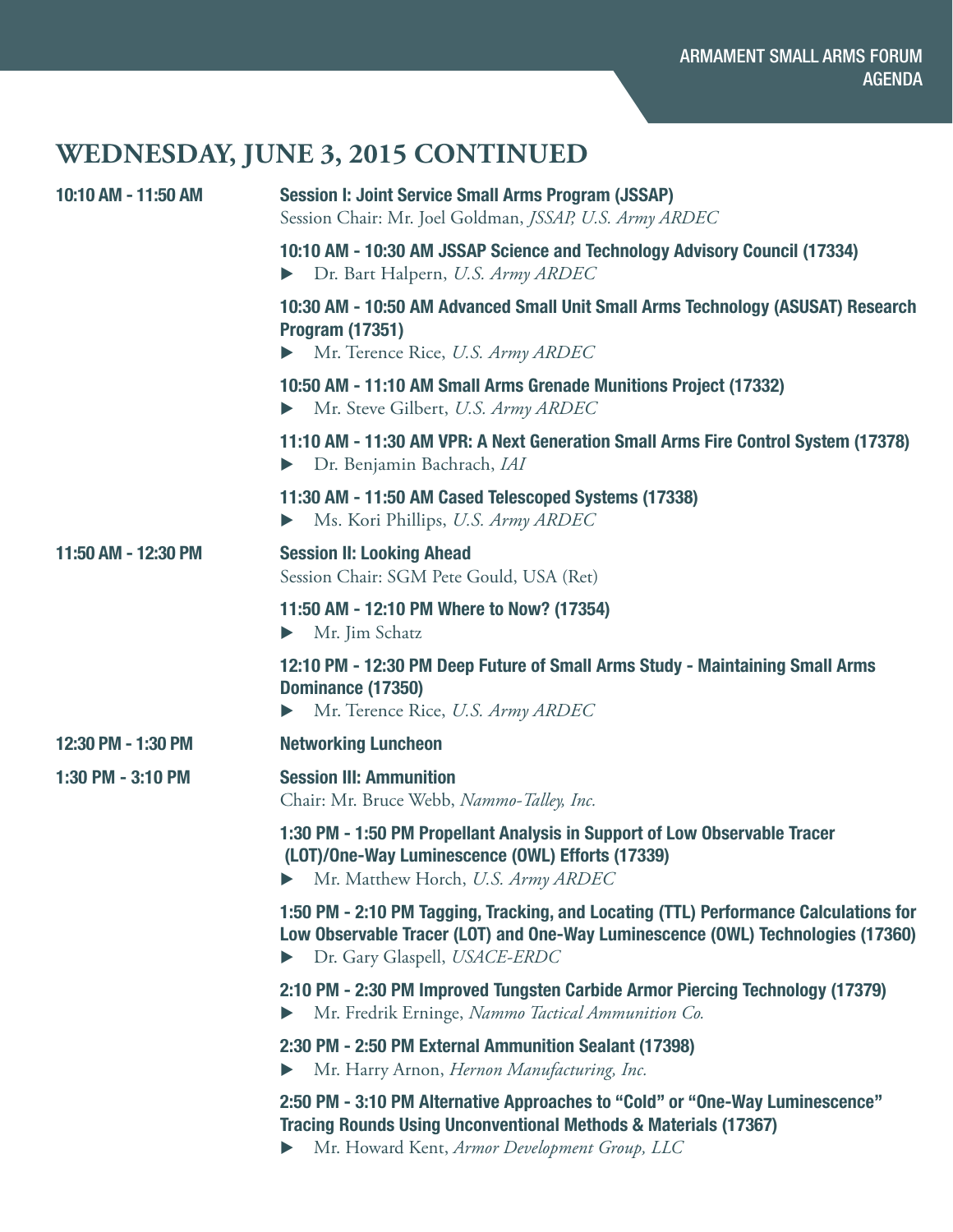## WEDNESDAY, JUNE 3, 2015 CONTINUED

**10:10 AM - 11:50 AM**

**Session I: Joint Service Small Arms Program (JSSAP)**
Session Chair: Mr. Joel Goldman, *JSSAP, U.S. Army ARDEC*

**10:10 AM - 10:30 AM JSSAP Science and Technology Advisory Council (17334)**
- Dr. Bart Halpern, *U.S. Army ARDEC*

**10:30 AM - 10:50 AM Advanced Small Unit Small Arms Technology (ASUSAT) Research Program (17351)**
- Mr. Terence Rice, *U.S. Army ARDEC*

**10:50 AM - 11:10 AM Small Arms Grenade Munitions Project (17332)**
- Mr. Steve Gilbert, *U.S. Army ARDEC*

**11:10 AM - 11:30 AM VPR: A Next Generation Small Arms Fire Control System (17378)**
- Dr. Benjamin Bachrach, *IAI*

**11:30 AM - 11:50 AM Cased Telescoped Systems (17338)**
- Ms. Kori Phillips, *U.S. Army ARDEC*

**11:50 AM - 12:30 PM**

**Session II: Looking Ahead**
Session Chair: SGM Pete Gould, USA (Ret)

**11:50 AM - 12:10 PM Where to Now? (17354)**
- Mr. Jim Schatz

**12:10 PM - 12:30 PM Deep Future of Small Arms Study - Maintaining Small Arms Dominance (17350)**
- Mr. Terence Rice, *U.S. Army ARDEC*

**12:30 PM - 1:30 PM**

**Networking Luncheon**

**1:30 PM - 3:10 PM**

**Session III: Ammunition**
Chair: Mr. Bruce Webb, *Nammo-Talley, Inc.*

**1:30 PM - 1:50 PM Propellant Analysis in Support of Low Observable Tracer (LOT)/One-Way Luminescence (OWL) Efforts (17339)**
- Mr. Matthew Horch, *U.S. Army ARDEC*

**1:50 PM - 2:10 PM Tagging, Tracking, and Locating (TTL) Performance Calculations for Low Observable Tracer (LOT) and One-Way Luminescence (OWL) Technologies (17360)**
- Dr. Gary Glaspell, *USACE-ERDC*

**2:10 PM - 2:30 PM Improved Tungsten Carbide Armor Piercing Technology (17379)**
- Mr. Fredrik Erninge, *Nammo Tactical Ammunition Co.*

**2:30 PM - 2:50 PM External Ammunition Sealant (17398)**
- Mr. Harry Arnon, *Hernon Manufacturing, Inc.*

**2:50 PM - 3:10 PM Alternative Approaches to "Cold" or "One-Way Luminescence" Tracing Rounds Using Unconventional Methods & Materials (17367)**
- Mr. Howard Kent, *Armor Development Group, LLC*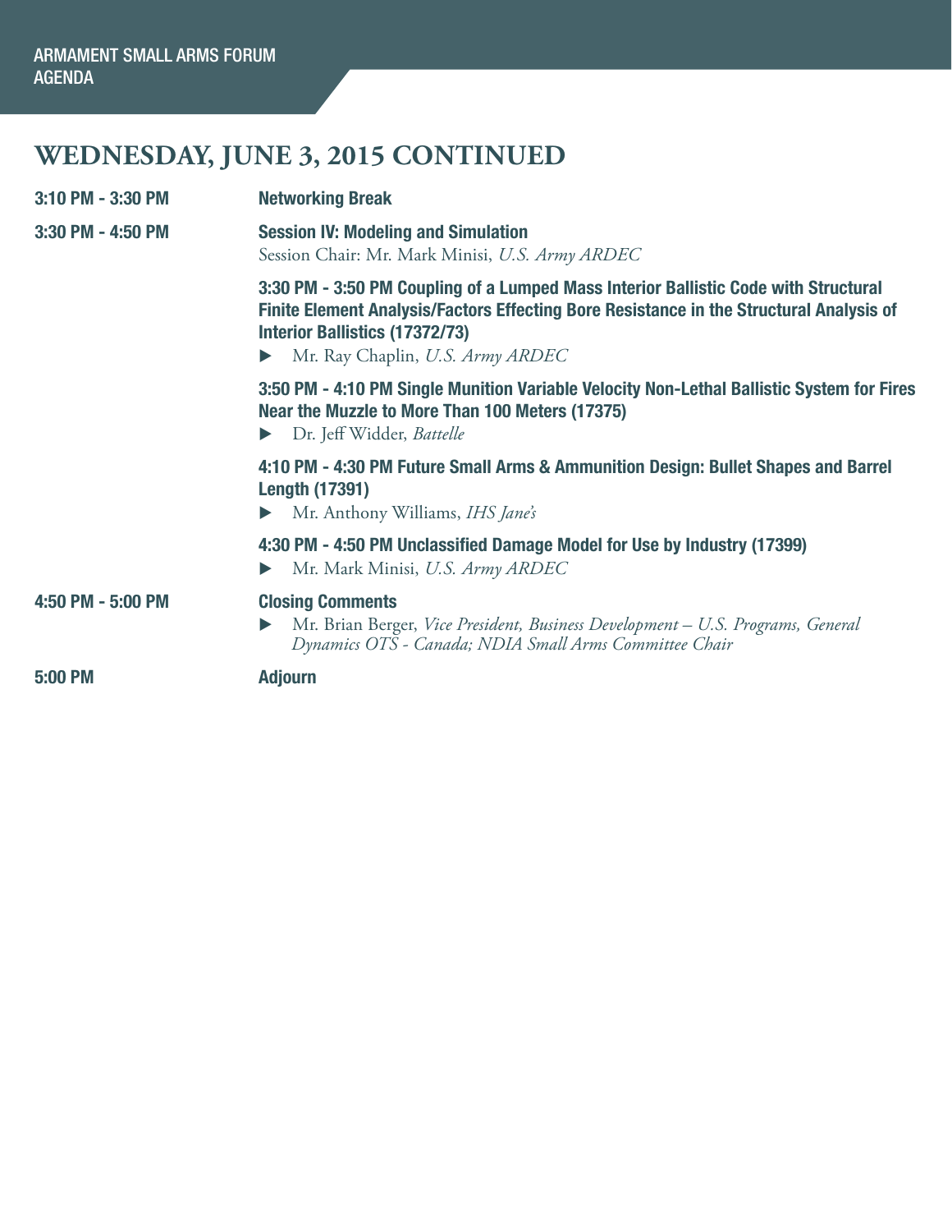## WEDNESDAY, JUNE 3, 2015 CONTINUED

**3:10 PM - 3:30 PM** **Networking Break**

**3:30 PM - 4:50 PM** **Session IV: Modeling and Simulation**

Session Chair: Mr. Mark Minisi, *U.S. Army ARDEC*

**3:30 PM - 3:50 PM Coupling of a Lumped Mass Interior Ballistic Code with Structural Finite Element Analysis/Factors Effecting Bore Resistance in the Structural Analysis of Interior Ballistics (17372/73)**

- Mr. Ray Chaplin, *U.S. Army ARDEC*

**3:50 PM - 4:10 PM Single Munition Variable Velocity Non-Lethal Ballistic System for Fires Near the Muzzle to More Than 100 Meters (17375)**

- Dr. Jeff Widder, *Battelle*

**4:10 PM - 4:30 PM Future Small Arms & Ammunition Design: Bullet Shapes and Barrel Length (17391)**

- Mr. Anthony Williams, *IHS Jane's*

**4:30 PM - 4:50 PM Unclassified Damage Model for Use by Industry (17399)**

- Mr. Mark Minisi, *U.S. Army ARDEC*

**4:50 PM - 5:00 PM** **Closing Comments**

- Mr. Brian Berger, *Vice President, Business Development – U.S. Programs, General Dynamics OTS - Canada; NDIA Small Arms Committee Chair*

**5:00 PM** **Adjourn**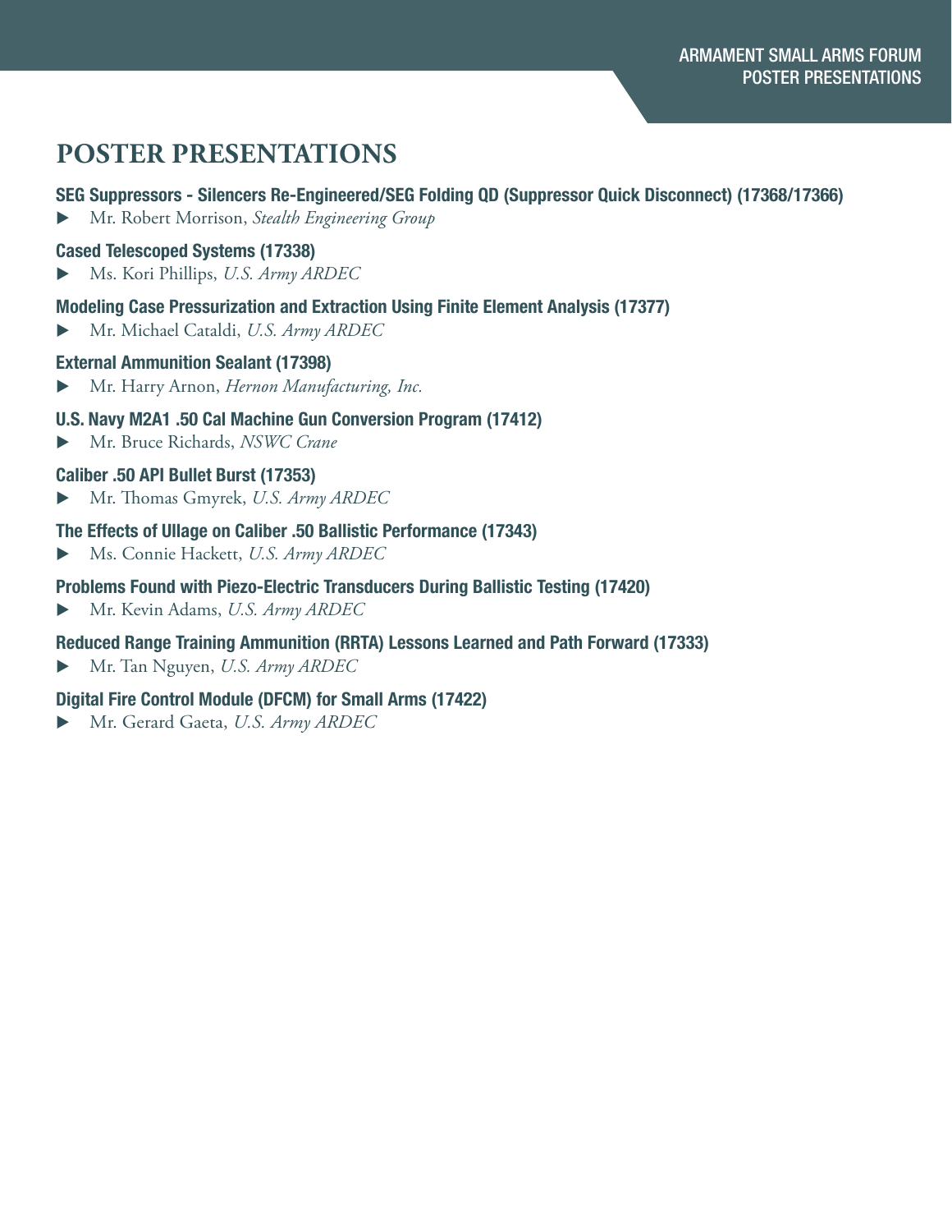# POSTER PRESENTATIONS

**SEG Suppressors - Silencers Re-Engineered/SEG Folding QD (Suppressor Quick Disconnect) (17368/17366)**

- Mr. Robert Morrison, *Stealth Engineering Group*

**Cased Telescoped Systems (17338)**

- Ms. Kori Phillips, *U.S. Army ARDEC*

**Modeling Case Pressurization and Extraction Using Finite Element Analysis (17377)**

- Mr. Michael Cataldi, *U.S. Army ARDEC*

**External Ammunition Sealant (17398)**

- Mr. Harry Arnon, *Hernon Manufacturing, Inc.*

**U.S. Navy M2A1 .50 Cal Machine Gun Conversion Program (17412)**

- Mr. Bruce Richards, *NSWC Crane*

**Caliber .50 API Bullet Burst (17353)**

- Mr. Thomas Gmyrek, *U.S. Army ARDEC*

**The Effects of Ullage on Caliber .50 Ballistic Performance (17343)**

- Ms. Connie Hackett, *U.S. Army ARDEC*

**Problems Found with Piezo-Electric Transducers During Ballistic Testing (17420)**

- Mr. Kevin Adams, *U.S. Army ARDEC*

**Reduced Range Training Ammunition (RRTA) Lessons Learned and Path Forward (17333)**

- Mr. Tan Nguyen, *U.S. Army ARDEC*

**Digital Fire Control Module (DFCM) for Small Arms (17422)**

- Mr. Gerard Gaeta, *U.S. Army ARDEC*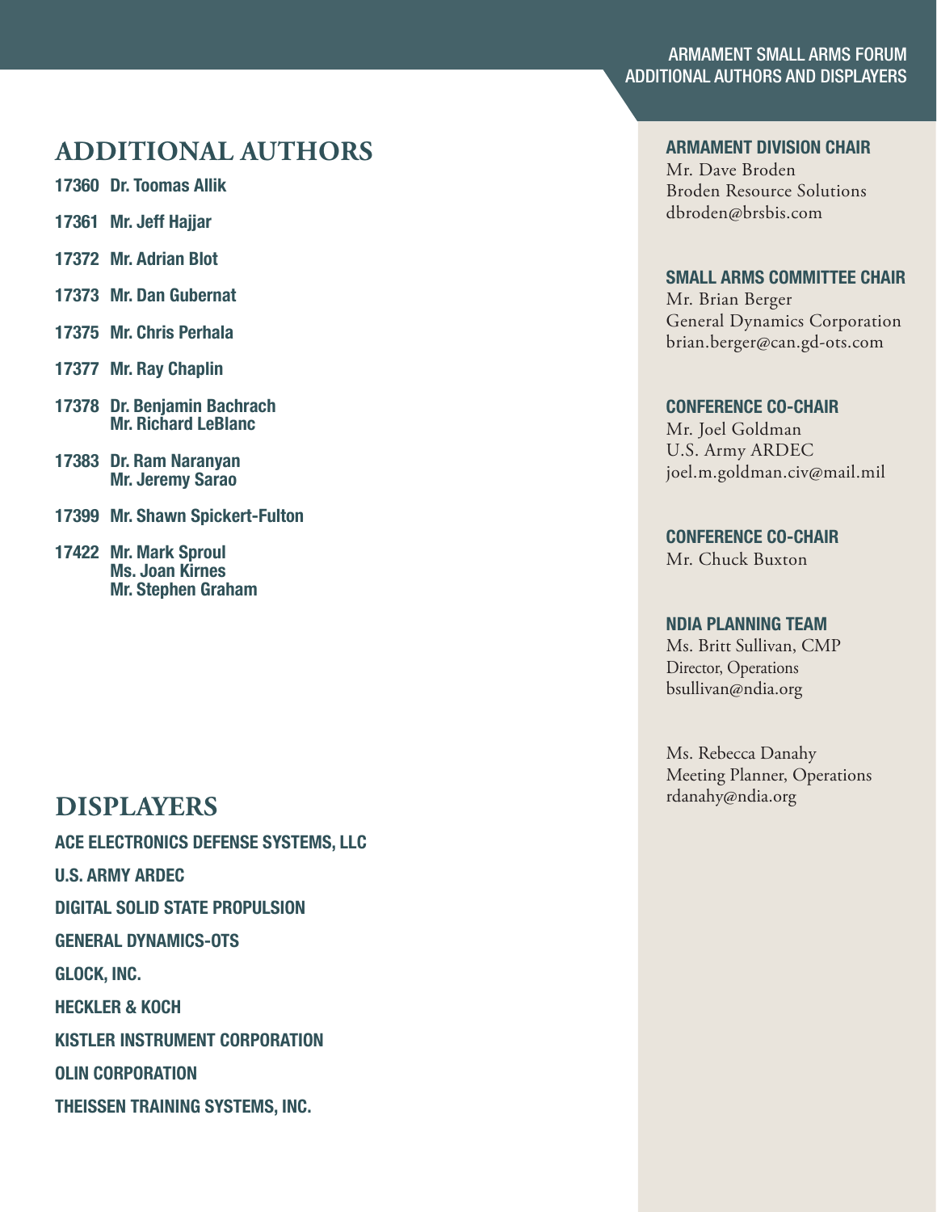## ADDITIONAL AUTHORS

**17360 Dr. Toomas Allik**

**17361 Mr. Jeff Hajjar**

**17372 Mr. Adrian Blot**

**17373 Mr. Dan Gubernat**

**17375 Mr. Chris Perhala**

**17377 Mr. Ray Chaplin**

**17378 Dr. Benjamin Bachrach**
**Mr. Richard LeBlanc**

**17383 Dr. Ram Naranyan**
**Mr. Jeremy Sarao**

**17399 Mr. Shawn Spickert-Fulton**

**17422 Mr. Mark Sproul**
**Ms. Joan Kirnes**
**Mr. Stephen Graham**

## DISPLAYERS

**ACE ELECTRONICS DEFENSE SYSTEMS, LLC**

**U.S. ARMY ARDEC**

**DIGITAL SOLID STATE PROPULSION**

**GENERAL DYNAMICS-OTS**

**GLOCK, INC.**

**HECKLER & KOCH**

**KISTLER INSTRUMENT CORPORATION**

**OLIN CORPORATION**

**THEISSEN TRAINING SYSTEMS, INC.**

### ARMAMENT DIVISION CHAIR

Mr. Dave Broden
Broden Resource Solutions
dbroden@brsbis.com

### SMALL ARMS COMMITTEE CHAIR

Mr. Brian Berger
General Dynamics Corporation
brian.berger@can.gd-ots.com

### CONFERENCE CO-CHAIR

Mr. Joel Goldman
U.S. Army ARDEC
joel.m.goldman.civ@mail.mil

### CONFERENCE CO-CHAIR

Mr. Chuck Buxton

### NDIA PLANNING TEAM

Ms. Britt Sullivan, CMP
Director, Operations
bsullivan@ndia.org

Ms. Rebecca Danahy
Meeting Planner, Operations
rdanahy@ndia.org